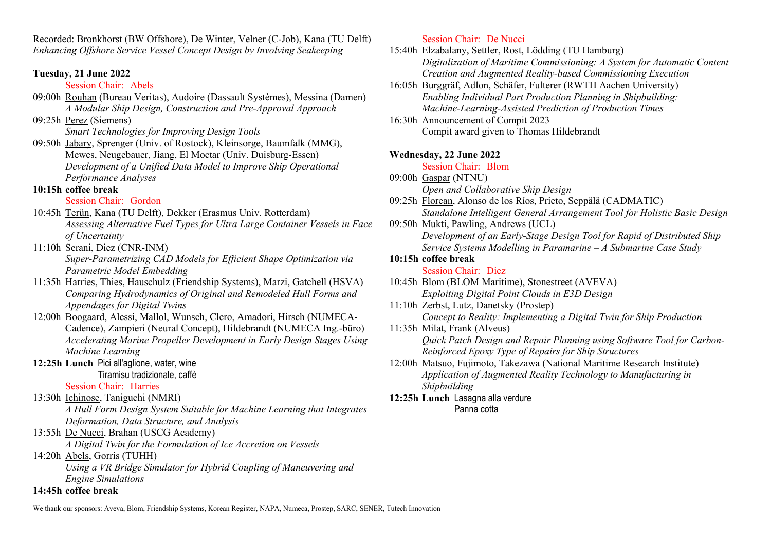Recorded: <u>Bronkhorst</u> (BW Offshore), De Winter, Velner (C-Job), Kana (TU Delft)
*Enhancing Offshore Service Vessel Concept Design by Involving Seakeeping*

**Tuesday, 21 June 2022**

Session Chair: Abels

09:00h <u>Rouhan</u> (Bureau Veritas), Audoire (Dassault Systèmes), Messina (Damen)
*A Modular Ship Design, Construction and Pre-Approval Approach*

09:25h <u>Perez</u> (Siemens)
*Smart Technologies for Improving Design Tools*

09:50h <u>Jabary</u>, Sprenger (Univ. of Rostock), Kleinsorge, Baumfalk (MMG), Mewes, Neugebauer, Jiang, El Moctar (Univ. Duisburg-Essen)
*Development of a Unified Data Model to Improve Ship Operational Performance Analyses*

**10:15h coffee break**

Session Chair: Gordon

10:45h <u>Terün</u>, Kana (TU Delft), Dekker (Erasmus Univ. Rotterdam)
*Assessing Alternative Fuel Types for Ultra Large Container Vessels in Face of Uncertainty*

11:10h Serani, <u>Diez</u> (CNR-INM)
*Super-Parametrizing CAD Models for Efficient Shape Optimization via Parametric Model Embedding*

11:35h <u>Harries</u>, Thies, Hauschulz (Friendship Systems), Marzi, Gatchell (HSVA)
*Comparing Hydrodynamics of Original and Remodeled Hull Forms and Appendages for Digital Twins*

12:00h Boogaard, Alessi, Mallol, Wunsch, Clero, Amadori, Hirsch (NUMECA-Cadence), Zampieri (Neural Concept), <u>Hildebrandt</u> (NUMECA Ing.-büro)
*Accelerating Marine Propeller Development in Early Design Stages Using Machine Learning*

**12:25h Lunch** Pici all'aglione, water, wine
Tiramisu tradizionale, caffè

Session Chair: Harries

13:30h <u>Ichinose</u>, Taniguchi (NMRI)
*A Hull Form Design System Suitable for Machine Learning that Integrates Deformation, Data Structure, and Analysis*

13:55h <u>De Nucci</u>, Brahan (USCG Academy)
*A Digital Twin for the Formulation of Ice Accretion on Vessels*

14:20h <u>Abels</u>, Gorris (TUHH)
*Using a VR Bridge Simulator for Hybrid Coupling of Maneuvering and Engine Simulations*

**14:45h coffee break**

Session Chair: De Nucci

15:40h <u>Elzabalany</u>, Settler, Rost, Lödding (TU Hamburg)
*Digitalization of Maritime Commissioning: A System for Automatic Content Creation and Augmented Reality-based Commissioning Execution*

16:05h Burggräf, Adlon, <u>Schäfer</u>, Fulterer (RWTH Aachen University)
*Enabling Individual Part Production Planning in Shipbuilding: Machine-Learning-Assisted Prediction of Production Times*

16:30h Announcement of Compit 2023
Compit award given to Thomas Hildebrandt

**Wednesday, 22 June 2022**

Session Chair: Blom

09:00h <u>Gaspar</u> (NTNU)
*Open and Collaborative Ship Design*

09:25h <u>Florean</u>, Alonso de los Ríos, Prieto, Seppälä (CADMATIC)
*Standalone Intelligent General Arrangement Tool for Holistic Basic Design*

09:50h <u>Mukti</u>, Pawling, Andrews (UCL)
*Development of an Early-Stage Design Tool for Rapid of Distributed Ship Service Systems Modelling in Paramarine – A Submarine Case Study*

**10:15h coffee break**

Session Chair: Diez

10:45h <u>Blom</u> (BLOM Maritime), Stonestreet (AVEVA)
*Exploiting Digital Point Clouds in E3D Design*

11:10h <u>Zerbst</u>, Lutz, Danetsky (Prostep)
*Concept to Reality: Implementing a Digital Twin for Ship Production*

11:35h <u>Milat</u>, Frank (Alveus)
*Quick Patch Design and Repair Planning using Software Tool for Carbon-Reinforced Epoxy Type of Repairs for Ship Structures*

12:00h <u>Matsuo</u>, Fujimoto, Takezawa (National Maritime Research Institute)
*Application of Augmented Reality Technology to Manufacturing in Shipbuilding*

**12:25h Lunch** Lasagna alla verdure
Panna cotta

We thank our sponsors: Aveva, Blom, Friendship Systems, Korean Register, NAPA, Numeca, Prostep, SARC, SENER, Tutech Innovation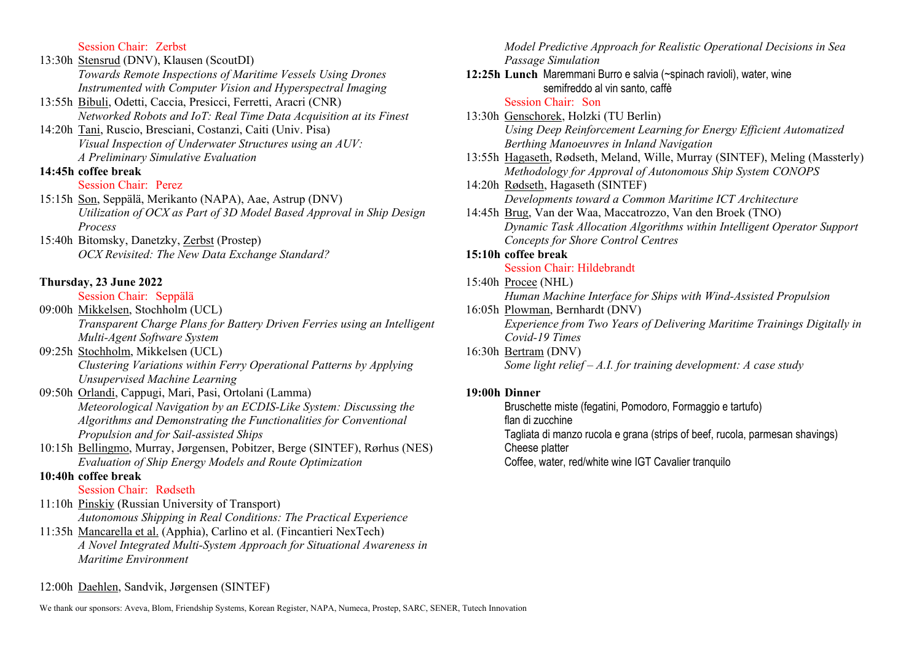Session Chair: Zerbst

13:30h Stensrud (DNV), Klausen (ScoutDI)
*Towards Remote Inspections of Maritime Vessels Using Drones Instrumented with Computer Vision and Hyperspectral Imaging*

13:55h Bibuli, Odetti, Caccia, Presicci, Ferretti, Aracri (CNR)
*Networked Robots and IoT: Real Time Data Acquisition at its Finest*

14:20h Tani, Ruscio, Bresciani, Costanzi, Caiti (Univ. Pisa)
*Visual Inspection of Underwater Structures using an AUV: A Preliminary Simulative Evaluation*

**14:45h coffee break**

Session Chair: Perez

15:15h Son, Seppälä, Merikanto (NAPA), Aae, Astrup (DNV)
*Utilization of OCX as Part of 3D Model Based Approval in Ship Design Process*

15:40h Bitomsky, Danetzky, Zerbst (Prostep)
*OCX Revisited: The New Data Exchange Standard?*

**Thursday, 23 June 2022**

Session Chair: Seppälä

09:00h Mikkelsen, Stochholm (UCL)
*Transparent Charge Plans for Battery Driven Ferries using an Intelligent Multi-Agent Software System*

09:25h Stochholm, Mikkelsen (UCL)
*Clustering Variations within Ferry Operational Patterns by Applying Unsupervised Machine Learning*

09:50h Orlandi, Cappugi, Mari, Pasi, Ortolani (Lamma)
*Meteorological Navigation by an ECDIS-Like System: Discussing the Algorithms and Demonstrating the Functionalities for Conventional Propulsion and for Sail-assisted Ships*

10:15h Bellingmo, Murray, Jørgensen, Pobitzer, Berge (SINTEF), Rørhus (NES)
*Evaluation of Ship Energy Models and Route Optimization*

**10:40h coffee break**

Session Chair: Rødseth

11:10h Pinskiy (Russian University of Transport)
*Autonomous Shipping in Real Conditions: The Practical Experience*

11:35h Mancarella et al. (Apphia), Carlino et al. (Fincantieri NexTech)
*A Novel Integrated Multi-System Approach for Situational Awareness in Maritime Environment*

12:00h Daehlen, Sandvik, Jørgensen (SINTEF)
*Model Predictive Approach for Realistic Operational Decisions in Sea Passage Simulation*

**12:25h Lunch** Maremmani Burro e salvia (~spinach ravioli), water, wine semifreddo al vin santo, caffè

Session Chair: Son

13:30h Genschorek, Holzki (TU Berlin)
*Using Deep Reinforcement Learning for Energy Efficient Automatized Berthing Manoeuvres in Inland Navigation*

13:55h Hagaseth, Rødseth, Meland, Wille, Murray (SINTEF), Meling (Massterly)
*Methodology for Approval of Autonomous Ship System CONOPS*

14:20h Rødseth, Hagaseth (SINTEF)
*Developments toward a Common Maritime ICT Architecture*

14:45h Brug, Van der Waa, Maccatrozzo, Van den Broek (TNO)
*Dynamic Task Allocation Algorithms within Intelligent Operator Support Concepts for Shore Control Centres*

**15:10h coffee break**

Session Chair: Hildebrandt

15:40h Procee (NHL)
*Human Machine Interface for Ships with Wind-Assisted Propulsion*

16:05h Plowman, Bernhardt (DNV)
*Experience from Two Years of Delivering Maritime Trainings Digitally in Covid-19 Times*

16:30h Bertram (DNV)
*Some light relief – A.I. for training development: A case study*

**19:00h Dinner**

Bruschette miste (fegatini, Pomodoro, Formaggio e tartufo)
flan di zucchine
Tagliata di manzo rucola e grana (strips of beef, rucola, parmesan shavings)
Cheese platter
Coffee, water, red/white wine IGT Cavalier tranquilo

We thank our sponsors: Aveva, Blom, Friendship Systems, Korean Register, NAPA, Numeca, Prostep, SARC, SENER, Tutech Innovation